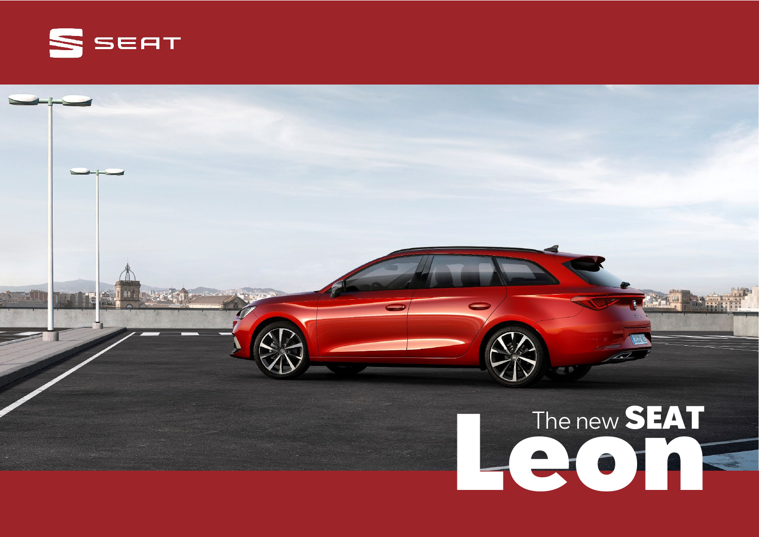SEAT

# The new SEAT Leon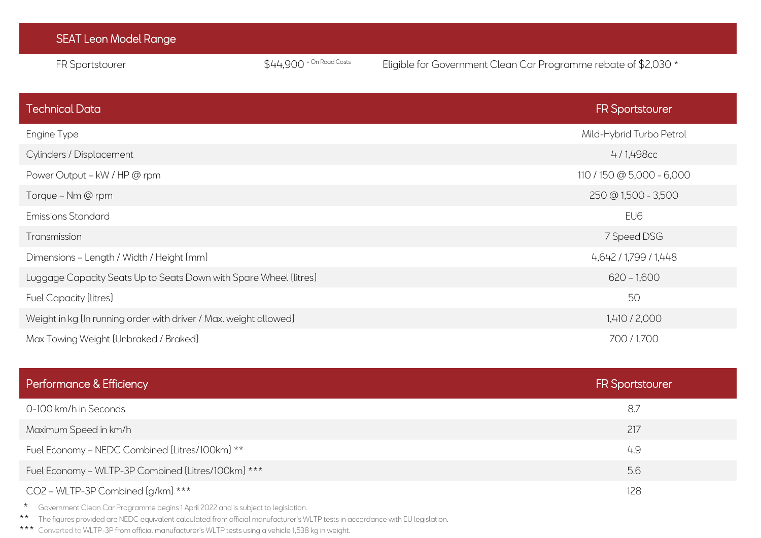## SEAT Leon Model Range

| | | |
|---|---|---|
| FR Sportstourer | $44,900 + On Road Costs | Eligible for Government Clean Car Programme rebate of $2,030 * |

| Technical Data | FR Sportstourer |
|---|---|
| Engine Type | Mild-Hybrid Turbo Petrol |
| Cylinders / Displacement | 4 / 1,498cc |
| Power Output – kW / HP @ rpm | 110 / 150 @ 5,000 - 6,000 |
| Torque – Nm @ rpm | 250 @ 1,500 - 3,500 |
| Emissions Standard | EU6 |
| Transmission | 7 Speed DSG |
| Dimensions – Length / Width / Height (mm) | 4,642 / 1,799 / 1,448 |
| Luggage Capacity Seats Up to Seats Down with Spare Wheel (litres) | 620 – 1,600 |
| Fuel Capacity (litres) | 50 |
| Weight in kg (In running order with driver / Max. weight allowed) | 1,410 / 2,000 |
| Max Towing Weight (Unbraked / Braked) | 700 / 1,700 |

| Performance & Efficiency | FR Sportstourer |
|---|---|
| 0-100 km/h in Seconds | 8.7 |
| Maximum Speed in km/h | 217 |
| Fuel Economy – NEDC Combined (Litres/100km) ** | 4.9 |
| Fuel Economy – WLTP-3P Combined (Litres/100km) *** | 5.6 |
| $CO_2$ – WLTP-3P Combined (g/km) *** | 128 |

\* Government Clean Car Programme begins 1 April 2022 and is subject to legislation.

** The figures provided are NEDC equivalent calculated from official manufacturer's WLTP tests in accordance with EU legislation.

*** Converted to WLTP-3P from official manufacturer's WLTP tests using a vehicle 1,538 kg in weight.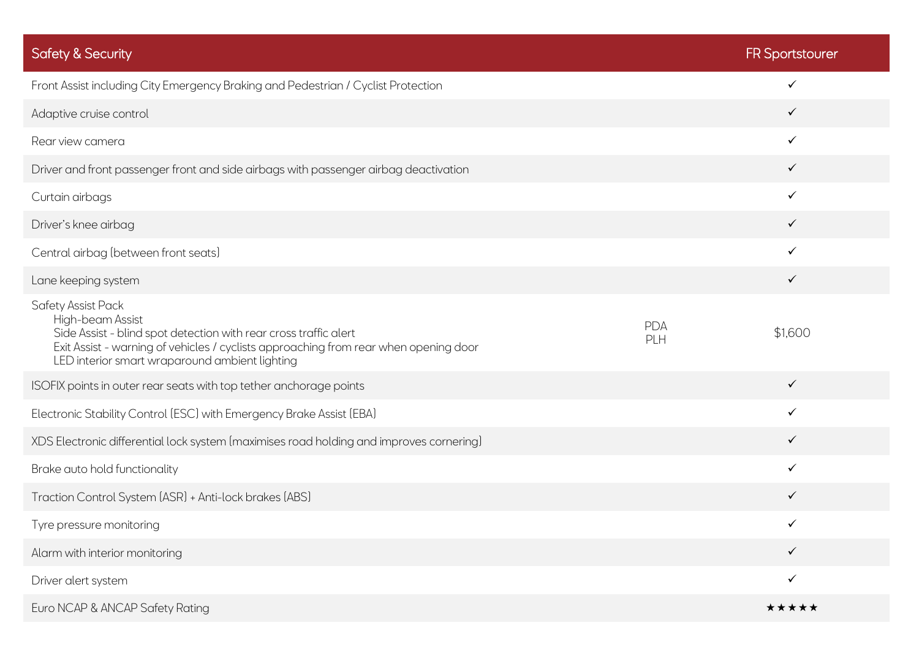| Safety & Security | | FR Sportstourer |
|---|---|---|
| Front Assist including City Emergency Braking and Pedestrian / Cyclist Protection | | ✓ |
| Adaptive cruise control | | ✓ |
| Rear view camera | | ✓ |
| Driver and front passenger front and side airbags with passenger airbag deactivation | | ✓ |
| Curtain airbags | | ✓ |
| Driver's knee airbag | | ✓ |
| Central airbag (between front seats) | | ✓ |
| Lane keeping system | | ✓ |
| Safety Assist Pack<br>High-beam Assist<br>Side Assist - blind spot detection with rear cross traffic alert<br>Exit Assist - warning of vehicles / cyclists approaching from rear when opening door<br>LED interior smart wraparound ambient lighting | PDA<br>PLH | $1,600 |
| ISOFIX points in outer rear seats with top tether anchorage points | | ✓ |
| Electronic Stability Control (ESC) with Emergency Brake Assist (EBA) | | ✓ |
| XDS Electronic differential lock system (maximises road holding and improves cornering) | | ✓ |
| Brake auto hold functionality | | ✓ |
| Traction Control System (ASR) + Anti-lock brakes (ABS) | | ✓ |
| Tyre pressure monitoring | | ✓ |
| Alarm with interior monitoring | | ✓ |
| Driver alert system | | ✓ |
| Euro NCAP & ANCAP Safety Rating | | ★★★★★ |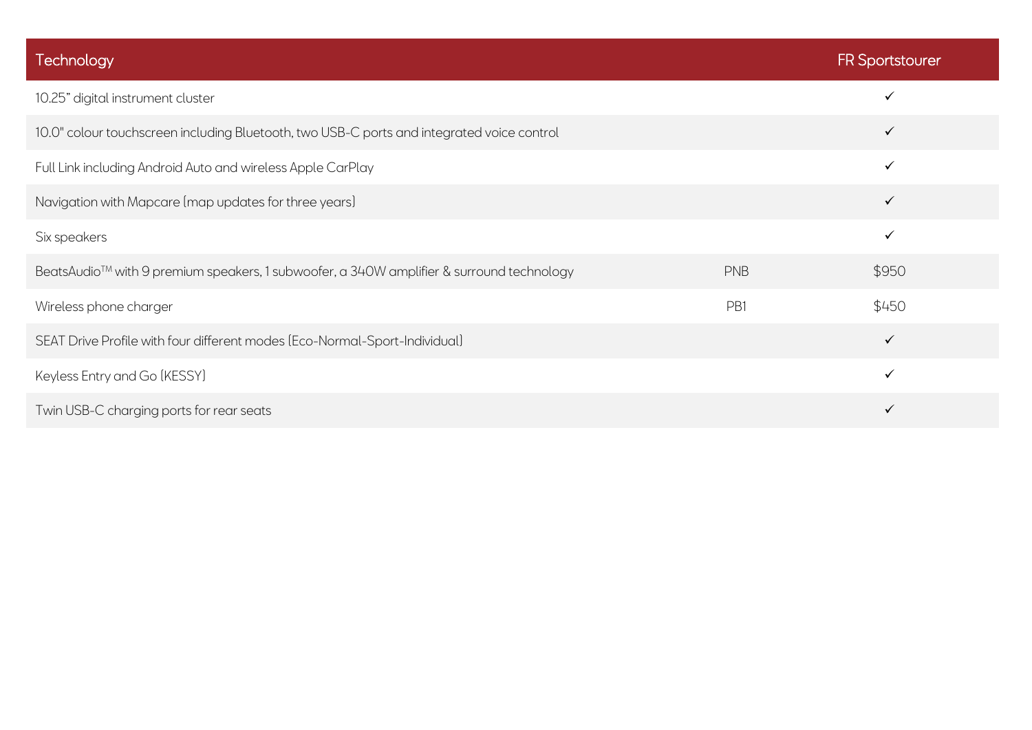| Technology | | FR Sportstourer |
|---|---|---|
| 10.25" digital instrument cluster | | ✓ |
| 10.0" colour touchscreen including Bluetooth, two USB-C ports and integrated voice control | | ✓ |
| Full Link including Android Auto and wireless Apple CarPlay | | ✓ |
| Navigation with Mapcare (map updates for three years) | | ✓ |
| Six speakers | | ✓ |
| BeatsAudio™ with 9 premium speakers, 1 subwoofer, a 340W amplifier & surround technology | PNB | $950 |
| Wireless phone charger | PB1 | $450 |
| SEAT Drive Profile with four different modes (Eco-Normal-Sport-Individual) | | ✓ |
| Keyless Entry and Go (KESSY) | | ✓ |
| Twin USB-C charging ports for rear seats | | ✓ |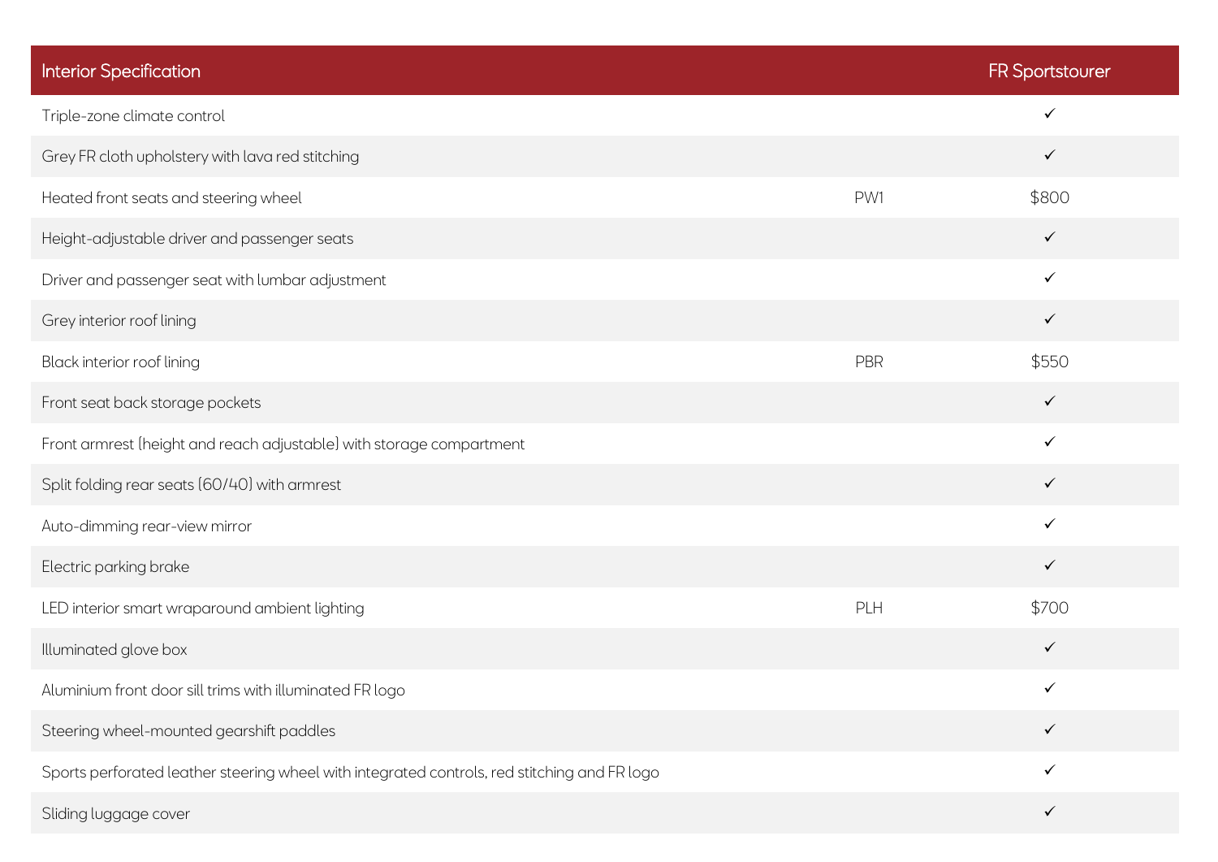| Interior Specification | | FR Sportstourer |
|---|---|---|
| Triple-zone climate control | | ✓ |
| Grey FR cloth upholstery with lava red stitching | | ✓ |
| Heated front seats and steering wheel | PW1 | $800 |
| Height-adjustable driver and passenger seats | | ✓ |
| Driver and passenger seat with lumbar adjustment | | ✓ |
| Grey interior roof lining | | ✓ |
| Black interior roof lining | PBR | $550 |
| Front seat back storage pockets | | ✓ |
| Front armrest (height and reach adjustable) with storage compartment | | ✓ |
| Split folding rear seats (60/40) with armrest | | ✓ |
| Auto-dimming rear-view mirror | | ✓ |
| Electric parking brake | | ✓ |
| LED interior smart wraparound ambient lighting | PLH | $700 |
| Illuminated glove box | | ✓ |
| Aluminium front door sill trims with illuminated FR logo | | ✓ |
| Steering wheel-mounted gearshift paddles | | ✓ |
| Sports perforated leather steering wheel with integrated controls, red stitching and FR logo | | ✓ |
| Sliding luggage cover | | ✓ |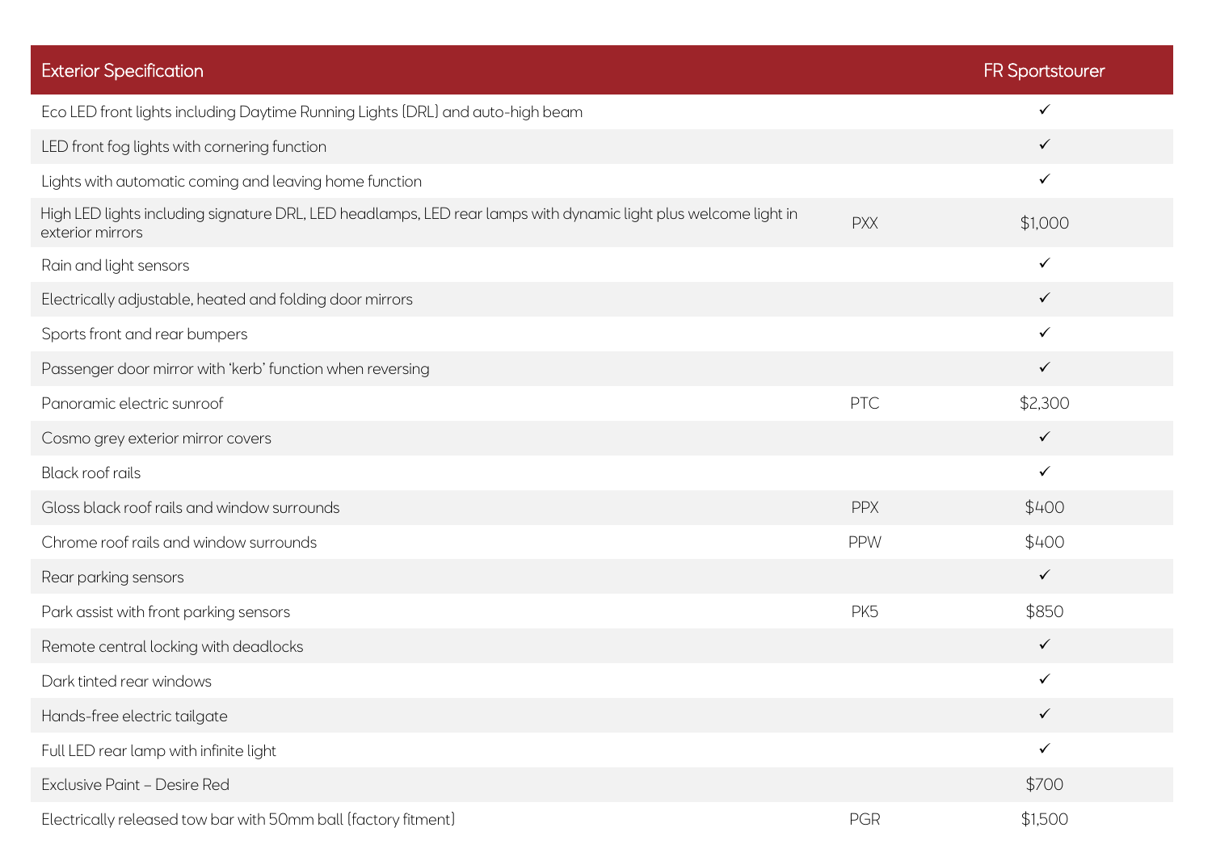| Exterior Specification | | FR Sportstourer |
|---|---|---|
| Eco LED front lights including Daytime Running Lights (DRL) and auto-high beam | | ✓ |
| LED front fog lights with cornering function | | ✓ |
| Lights with automatic coming and leaving home function | | ✓ |
| High LED lights including signature DRL, LED headlamps, LED rear lamps with dynamic light plus welcome light in exterior mirrors | PXX | $1,000 |
| Rain and light sensors | | ✓ |
| Electrically adjustable, heated and folding door mirrors | | ✓ |
| Sports front and rear bumpers | | ✓ |
| Passenger door mirror with 'kerb' function when reversing | | ✓ |
| Panoramic electric sunroof | PTC | $2,300 |
| Cosmo grey exterior mirror covers | | ✓ |
| Black roof rails | | ✓ |
| Gloss black roof rails and window surrounds | PPX | $400 |
| Chrome roof rails and window surrounds | PPW | $400 |
| Rear parking sensors | | ✓ |
| Park assist with front parking sensors | PK5 | $850 |
| Remote central locking with deadlocks | | ✓ |
| Dark tinted rear windows | | ✓ |
| Hands-free electric tailgate | | ✓ |
| Full LED rear lamp with infinite light | | ✓ |
| Exclusive Paint – Desire Red | | $700 |
| Electrically released tow bar with 50mm ball (factory fitment) | PGR | $1,500 |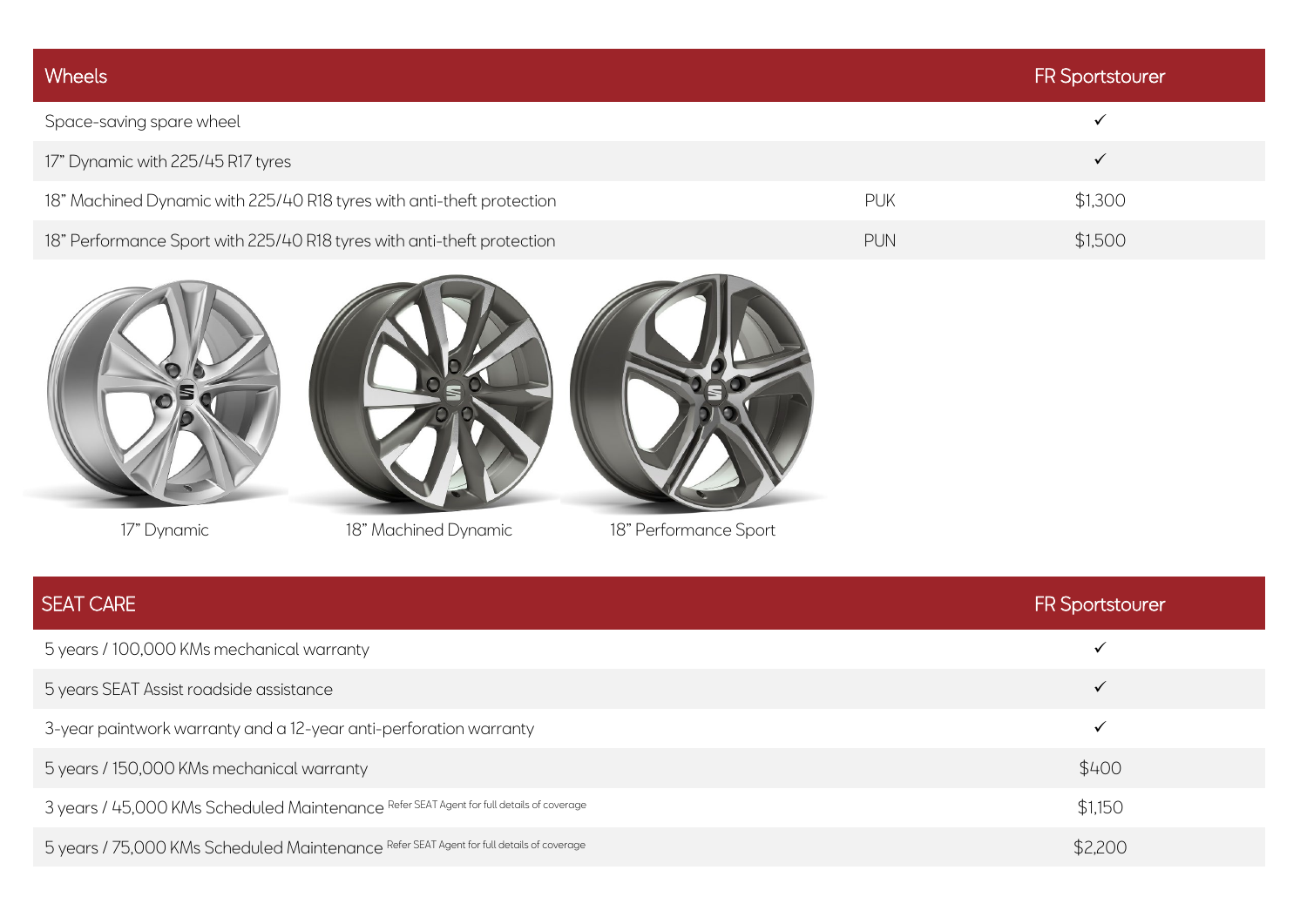| Wheels | | FR Sportstourer |
|---|---|---|
| Space-saving spare wheel | | ✓ |
| 17" Dynamic with 225/45 R17 tyres | | ✓ |
| 18" Machined Dynamic with 225/40 R18 tyres with anti-theft protection | PUK | $1,300 |
| 18" Performance Sport with 225/40 R18 tyres with anti-theft protection | PUN | $1,500 |

17" Dynamic

18" Machined Dynamic

18" Performance Sport

| SEAT CARE | FR Sportstourer |
|---|---|
| 5 years / 100,000 KMs mechanical warranty | ✓ |
| 5 years SEAT Assist roadside assistance | ✓ |
| 3-year paintwork warranty and a 12-year anti-perforation warranty | ✓ |
| 5 years / 150,000 KMs mechanical warranty | $400 |
| 3 years / 45,000 KMs Scheduled Maintenance Refer SEAT Agent for full details of coverage | $1,150 |
| 5 years / 75,000 KMs Scheduled Maintenance Refer SEAT Agent for full details of coverage | $2,200 |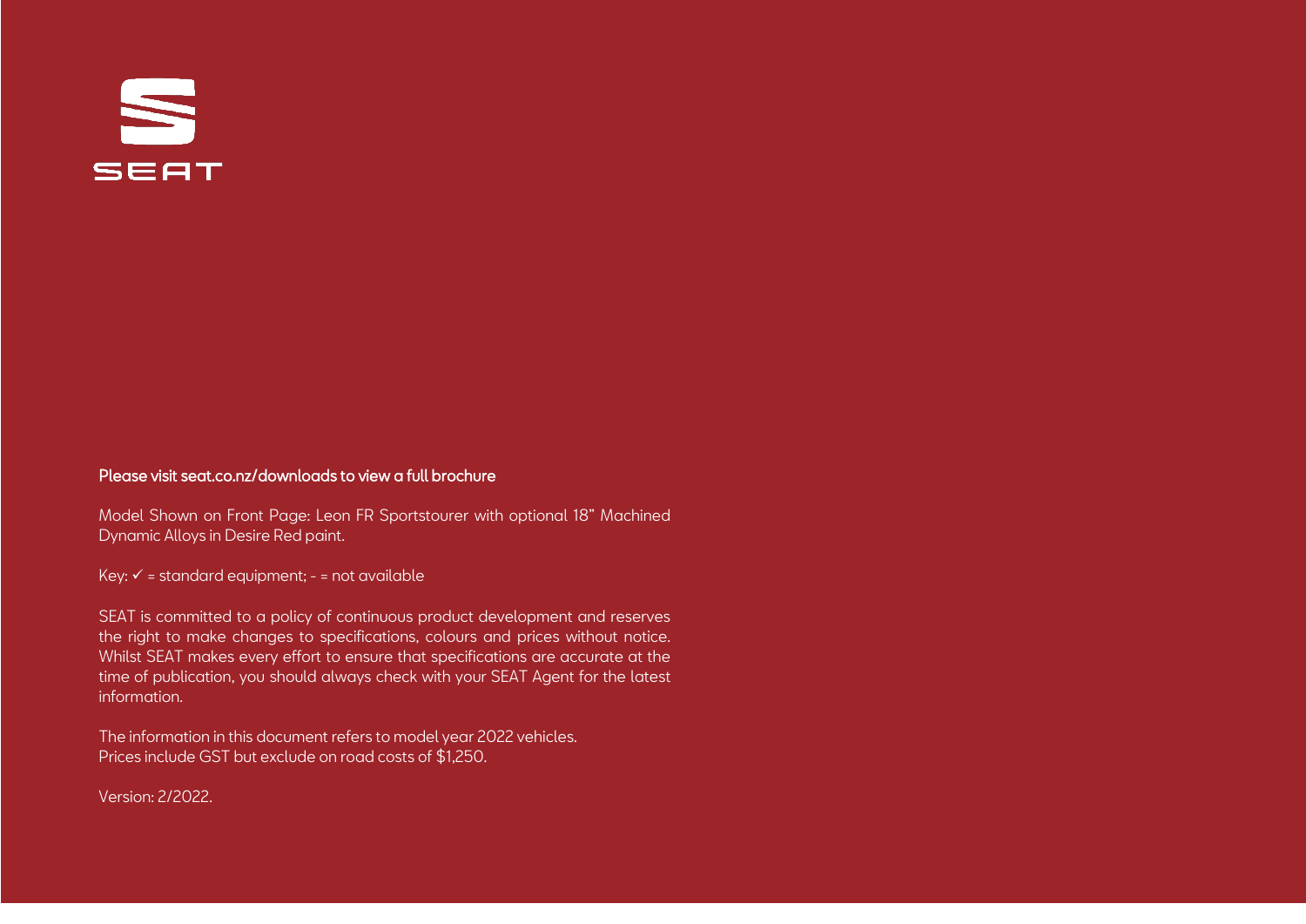SEAT

**Please visit seat.co.nz/downloads to view a full brochure**

Model Shown on Front Page: Leon FR Sportstourer with optional 18" Machined Dynamic Alloys in Desire Red paint.

Key: ✓ = standard equipment; - = not available

SEAT is committed to a policy of continuous product development and reserves the right to make changes to specifications, colours and prices without notice. Whilst SEAT makes every effort to ensure that specifications are accurate at the time of publication, you should always check with your SEAT Agent for the latest information.

The information in this document refers to model year 2022 vehicles.
Prices include GST but exclude on road costs of $1,250.

Version: 2/2022.